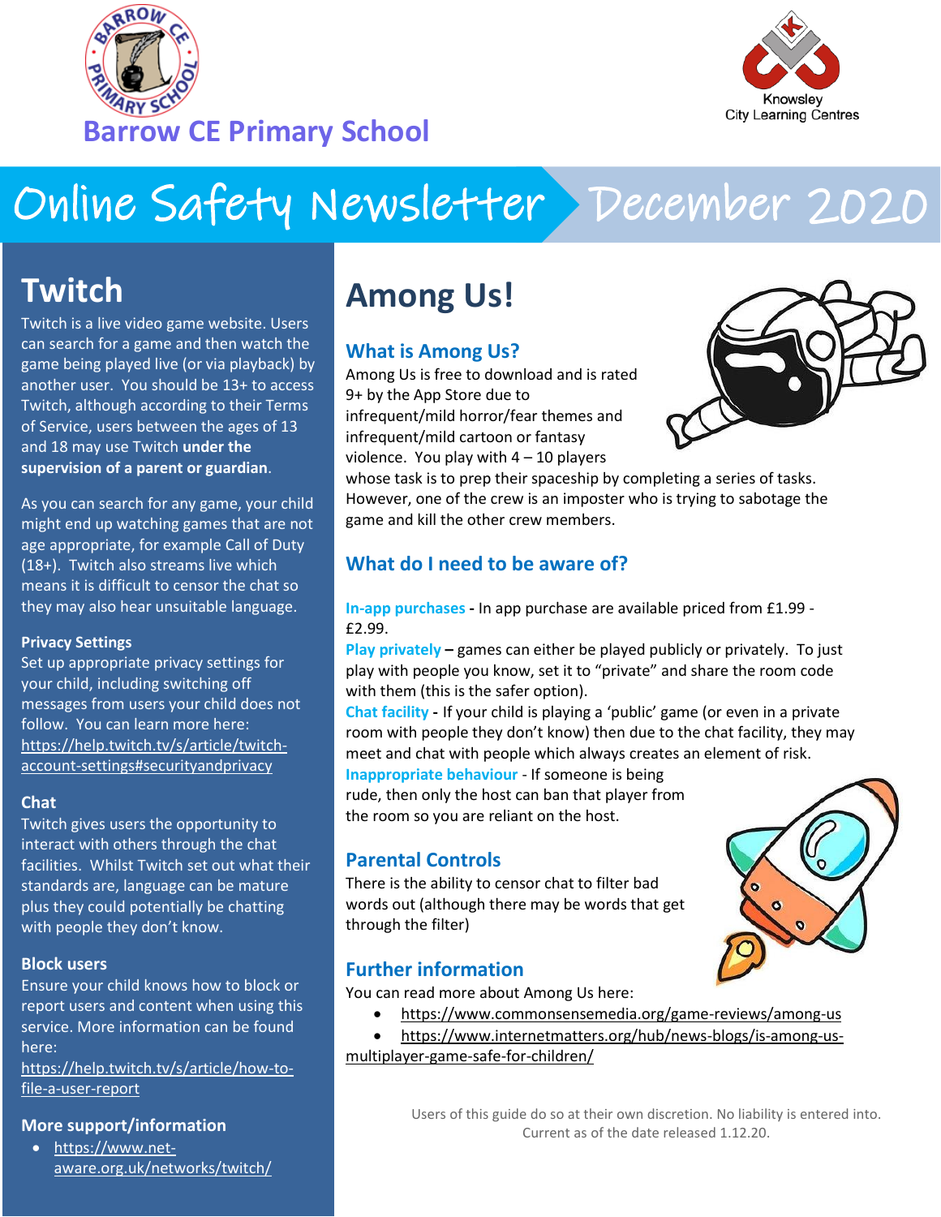Barrow CE Primary School

Knowsley City Learning Centres

# Online Safety Newsletter December 2020

## Twitch

Twitch is a live video game website. Users can search for a game and then watch the game being played live (or via playback) by another user. You should be 13+ to access Twitch, although according to their Terms of Service, users between the ages of 13 and 18 may use Twitch **under the supervision of a parent or guardian**.

As you can search for any game, your child might end up watching games that are not age appropriate, for example Call of Duty (18+). Twitch also streams live which means it is difficult to censor the chat so they may also hear unsuitable language.

### Privacy Settings

Set up appropriate privacy settings for your child, including switching off messages from users your child does not follow. You can learn more here: https://help.twitch.tv/s/article/twitch-account-settings#securityandprivacy

### Chat

Twitch gives users the opportunity to interact with others through the chat facilities. Whilst Twitch set out what their standards are, language can be mature plus they could potentially be chatting with people they don't know.

### Block users

Ensure your child knows how to block or report users and content when using this service. More information can be found here: https://help.twitch.tv/s/article/how-to-file-a-user-report

### More support/information

- https://www.net-aware.org.uk/networks/twitch/

## Among Us!

### What is Among Us?

Among Us is free to download and is rated 9+ by the App Store due to infrequent/mild horror/fear themes and infrequent/mild cartoon or fantasy violence. You play with 4 – 10 players whose task is to prep their spaceship by completing a series of tasks. However, one of the crew is an imposter who is trying to sabotage the game and kill the other crew members.

### What do I need to be aware of?

**In-app purchases** - In app purchase are available priced from £1.99 - £2.99.

**Play privately** – games can either be played publicly or privately. To just play with people you know, set it to "private" and share the room code with them (this is the safer option).

**Chat facility** - If your child is playing a 'public' game (or even in a private room with people they don't know) then due to the chat facility, they may meet and chat with people which always creates an element of risk.

**Inappropriate behaviour** - If someone is being rude, then only the host can ban that player from the room so you are reliant on the host.

### Parental Controls

There is the ability to censor chat to filter bad words out (although there may be words that get through the filter)

### Further information

You can read more about Among Us here:

- https://www.commonsensemedia.org/game-reviews/among-us
- https://www.internetmatters.org/hub/news-blogs/is-among-us-multiplayer-game-safe-for-children/

Users of this guide do so at their own discretion. No liability is entered into. Current as of the date released 1.12.20.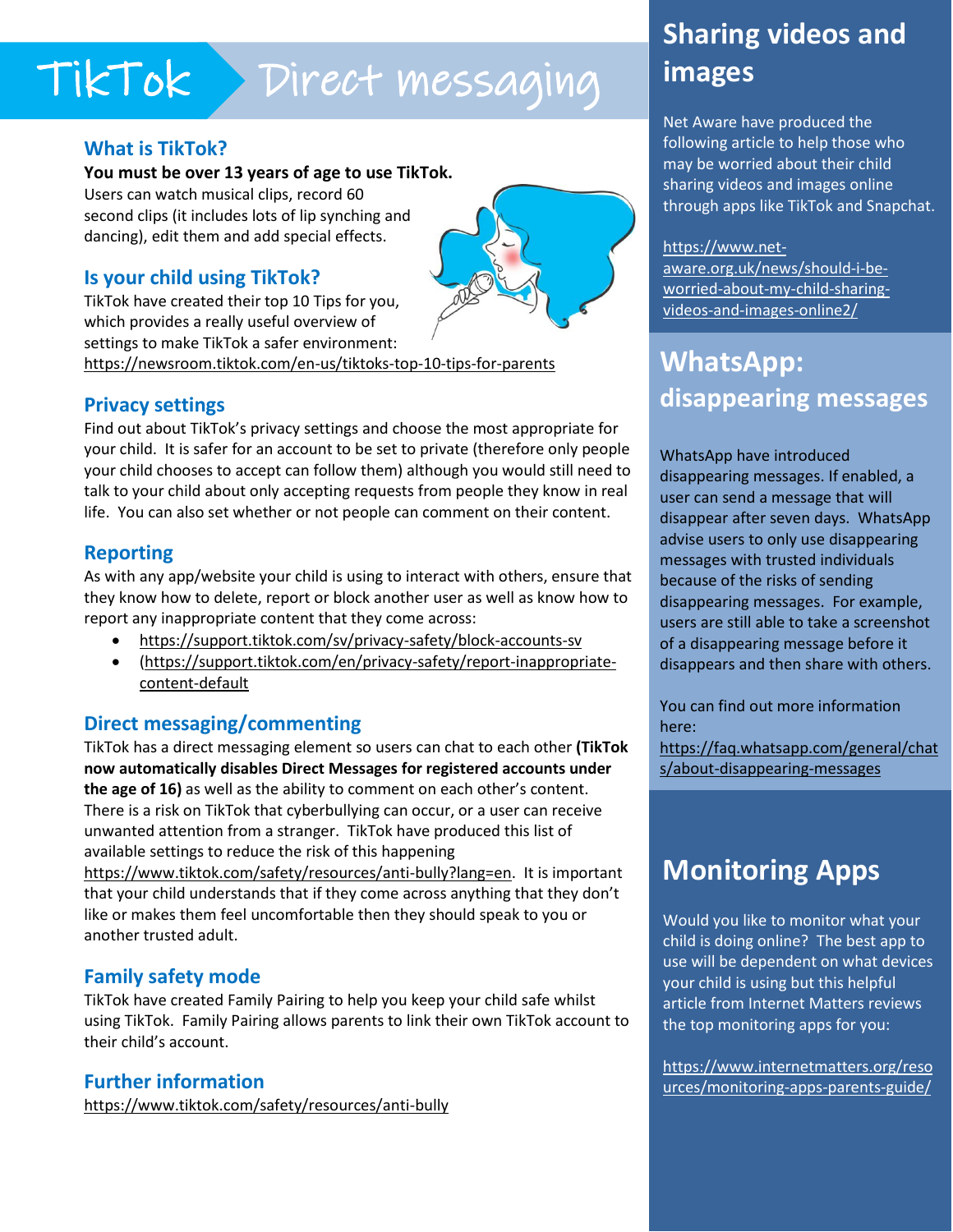# TikTok Direct messaging

## What is TikTok?

**You must be over 13 years of age to use TikTok.**
Users can watch musical clips, record 60 second clips (it includes lots of lip synching and dancing), edit them and add special effects.

## Is your child using TikTok?

TikTok have created their top 10 Tips for you, which provides a really useful overview of settings to make TikTok a safer environment:
https://newsroom.tiktok.com/en-us/tiktoks-top-10-tips-for-parents

## Privacy settings

Find out about TikTok's privacy settings and choose the most appropriate for your child. It is safer for an account to be set to private (therefore only people your child chooses to accept can follow them) although you would still need to talk to your child about only accepting requests from people they know in real life. You can also set whether or not people can comment on their content.

## Reporting

As with any app/website your child is using to interact with others, ensure that they know how to delete, report or block another user as well as know how to report any inappropriate content that they come across:

- https://support.tiktok.com/sv/privacy-safety/block-accounts-sv
- (https://support.tiktok.com/en/privacy-safety/report-inappropriate-content-default

## Direct messaging/commenting

TikTok has a direct messaging element so users can chat to each other **(TikTok now automatically disables Direct Messages for registered accounts under the age of 16)** as well as the ability to comment on each other's content. There is a risk on TikTok that cyberbullying can occur, or a user can receive unwanted attention from a stranger. TikTok have produced this list of available settings to reduce the risk of this happening https://www.tiktok.com/safety/resources/anti-bully?lang=en. It is important that your child understands that if they come across anything that they don't like or makes them feel uncomfortable then they should speak to you or another trusted adult.

## Family safety mode

TikTok have created Family Pairing to help you keep your child safe whilst using TikTok. Family Pairing allows parents to link their own TikTok account to their child's account.

## Further information

https://www.tiktok.com/safety/resources/anti-bully

## Sharing videos and images

Net Aware have produced the following article to help those who may be worried about their child sharing videos and images online through apps like TikTok and Snapchat.

https://www.net-aware.org.uk/news/should-i-be-worried-about-my-child-sharing-videos-and-images-online2/

## WhatsApp: disappearing messages

WhatsApp have introduced disappearing messages. If enabled, a user can send a message that will disappear after seven days. WhatsApp advise users to only use disappearing messages with trusted individuals because of the risks of sending disappearing messages. For example, users are still able to take a screenshot of a disappearing message before it disappears and then share with others.

You can find out more information here:
https://faq.whatsapp.com/general/chats/about-disappearing-messages

## Monitoring Apps

Would you like to monitor what your child is doing online? The best app to use will be dependent on what devices your child is using but this helpful article from Internet Matters reviews the top monitoring apps for you:

https://www.internetmatters.org/resources/monitoring-apps-parents-guide/